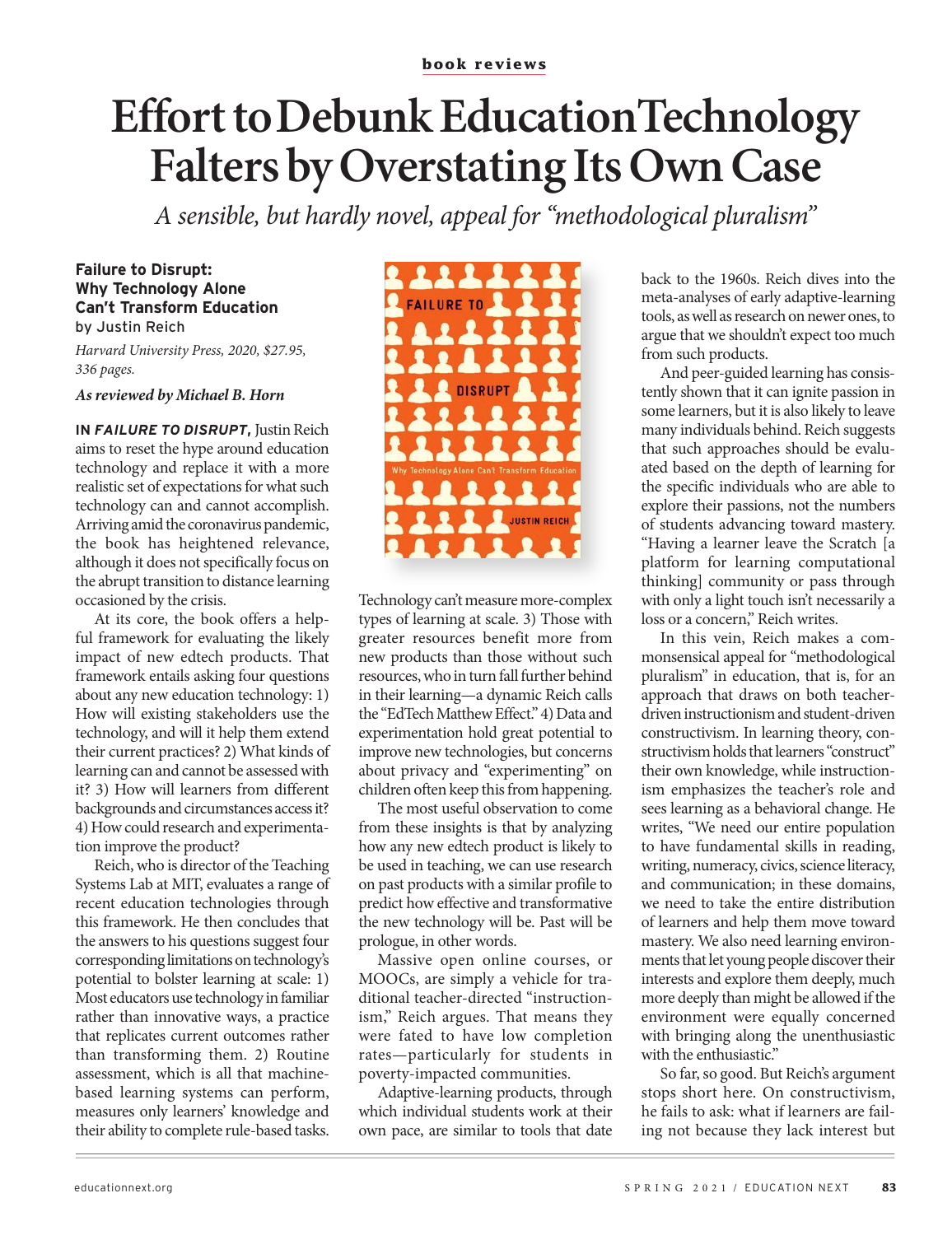book reviews

# Effort to Debunk Education Technology Falters by Overstating Its Own Case

*A sensible, but hardly novel, appeal for "methodological pluralism"*

**Failure to Disrupt: Why Technology Alone Can't Transform Education**
by Justin Reich

*Harvard University Press, 2020, $27.95, 336 pages.*

***As reviewed by Michael B. Horn***

**IN *FAILURE TO DISRUPT*,** Justin Reich aims to reset the hype around education technology and replace it with a more realistic set of expectations for what such technology can and cannot accomplish. Arriving amid the coronavirus pandemic, the book has heightened relevance, although it does not specifically focus on the abrupt transition to distance learning occasioned by the crisis.

At its core, the book offers a helpful framework for evaluating the likely impact of new edtech products. That framework entails asking four questions about any new education technology: 1) How will existing stakeholders use the technology, and will it help them extend their current practices? 2) What kinds of learning can and cannot be assessed with it? 3) How will learners from different backgrounds and circumstances access it? 4) How could research and experimentation improve the product?

Reich, who is director of the Teaching Systems Lab at MIT, evaluates a range of recent education technologies through this framework. He then concludes that the answers to his questions suggest four corresponding limitations on technology's potential to bolster learning at scale: 1) Most educators use technology in familiar rather than innovative ways, a practice that replicates current outcomes rather than transforming them. 2) Routine assessment, which is all that machine-based learning systems can perform, measures only learners' knowledge and their ability to complete rule-based tasks. Technology can't measure more-complex types of learning at scale. 3) Those with greater resources benefit more from new products than those without such resources, who in turn fall further behind in their learning—a dynamic Reich calls the "EdTech Matthew Effect." 4) Data and experimentation hold great potential to improve new technologies, but concerns about privacy and "experimenting" on children often keep this from happening.

The most useful observation to come from these insights is that by analyzing how any new edtech product is likely to be used in teaching, we can use research on past products with a similar profile to predict how effective and transformative the new technology will be. Past will be prologue, in other words.

Massive open online courses, or MOOCs, are simply a vehicle for traditional teacher-directed "instructionism," Reich argues. That means they were fated to have low completion rates—particularly for students in poverty-impacted communities.

Adaptive-learning products, through which individual students work at their own pace, are similar to tools that date back to the 1960s. Reich dives into the meta-analyses of early adaptive-learning tools, as well as research on newer ones, to argue that we shouldn't expect too much from such products.

And peer-guided learning has consistently shown that it can ignite passion in some learners, but it is also likely to leave many individuals behind. Reich suggests that such approaches should be evaluated based on the depth of learning for the specific individuals who are able to explore their passions, not the numbers of students advancing toward mastery. "Having a learner leave the Scratch [a platform for learning computational thinking] community or pass through with only a light touch isn't necessarily a loss or a concern," Reich writes.

In this vein, Reich makes a commonsensical appeal for "methodological pluralism" in education, that is, for an approach that draws on both teacher-driven instructionism and student-driven constructivism. In learning theory, constructivism holds that learners "construct" their own knowledge, while instructionism emphasizes the teacher's role and sees learning as a behavioral change. He writes, "We need our entire population to have fundamental skills in reading, writing, numeracy, civics, science literacy, and communication; in these domains, we need to take the entire distribution of learners and help them move toward mastery. We also need learning environments that let young people discover their interests and explore them deeply, much more deeply than might be allowed if the environment were equally concerned with bringing along the unenthusiastic with the enthusiastic."

So far, so good. But Reich's argument stops short here. On constructivism, he fails to ask: what if learners are failing not because they lack interest but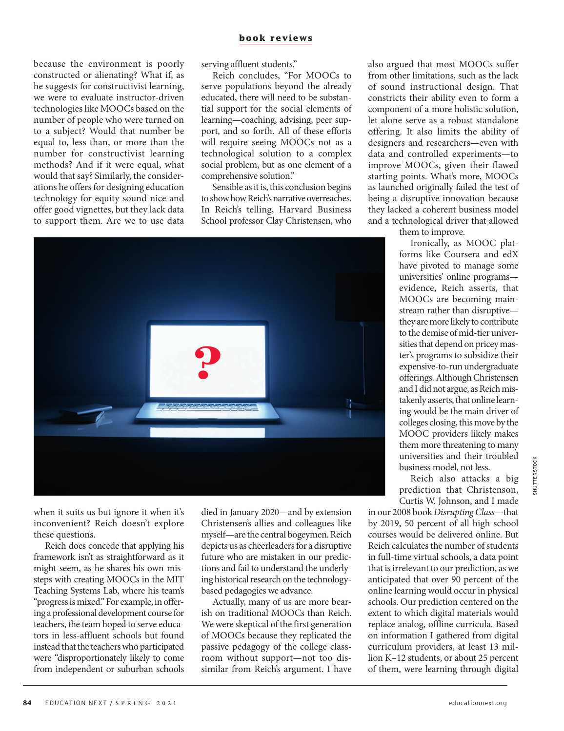because the environment is poorly constructed or alienating? What if, as he suggests for constructivist learning, we were to evaluate instructor-driven technologies like MOOCs based on the number of people who were turned on to a subject? Would that number be equal to, less than, or more than the number for constructivist learning methods? And if it were equal, what would that say? Similarly, the considerations he offers for designing education technology for equity sound nice and offer good vignettes, but they lack data to support them. Are we to use data when it suits us but ignore it when it's inconvenient? Reich doesn't explore these questions.

Reich does concede that applying his framework isn't as straightforward as it might seem, as he shares his own missteps with creating MOOCs in the MIT Teaching Systems Lab, where his team's "progress is mixed." For example, in offering a professional development course for teachers, the team hoped to serve educators in less-affluent schools but found instead that the teachers who participated were "disproportionately likely to come from independent or suburban schools serving affluent students."

Reich concludes, "For MOOCs to serve populations beyond the already educated, there will need to be substantial support for the social elements of learning—coaching, advising, peer support, and so forth. All of these efforts will require seeing MOOCs not as a technological solution to a complex social problem, but as one element of a comprehensive solution."

Sensible as it is, this conclusion begins to show how Reich's narrative overreaches. In Reich's telling, Harvard Business School professor Clay Christensen, who died in January 2020—and by extension Christensen's allies and colleagues like myself—are the central bogeymen. Reich depicts us as cheerleaders for a disruptive future who are mistaken in our predictions and fail to understand the underlying historical research on the technology-based pedagogies we advance.

Actually, many of us are more bearish on traditional MOOCs than Reich. We were skeptical of the first generation of MOOCs because they replicated the passive pedagogy of the college classroom without support—not too dissimilar from Reich's argument. I have also argued that most MOOCs suffer from other limitations, such as the lack of sound instructional design. That constricts their ability even to form a component of a more holistic solution, let alone serve as a robust standalone offering. It also limits the ability of designers and researchers—even with data and controlled experiments—to improve MOOCs, given their flawed starting points. What's more, MOOCs as launched originally failed the test of being a disruptive innovation because they lacked a coherent business model and a technological driver that allowed them to improve.

Ironically, as MOOC platforms like Coursera and edX have pivoted to manage some universities' online programs—evidence, Reich asserts, that MOOCs are becoming mainstream rather than disruptive—they are more likely to contribute to the demise of mid-tier universities that depend on pricey master's programs to subsidize their expensive-to-run undergraduate offerings. Although Christensen and I did not argue, as Reich mistakenly asserts, that online learning would be the main driver of colleges closing, this move by the MOOC providers likely makes them more threatening to many universities and their troubled business model, not less.

Reich also attacks a big prediction that Christenson, Curtis W. Johnson, and I made in our 2008 book *Disrupting Class*—that by 2019, 50 percent of all high school courses would be delivered online. But Reich calculates the number of students in full-time virtual schools, a data point that is irrelevant to our prediction, as we anticipated that over 90 percent of the online learning would occur in physical schools. Our prediction centered on the extent to which digital materials would replace analog, offline curricula. Based on information I gathered from digital curriculum providers, at least 13 million K–12 students, or about 25 percent of them, were learning through digital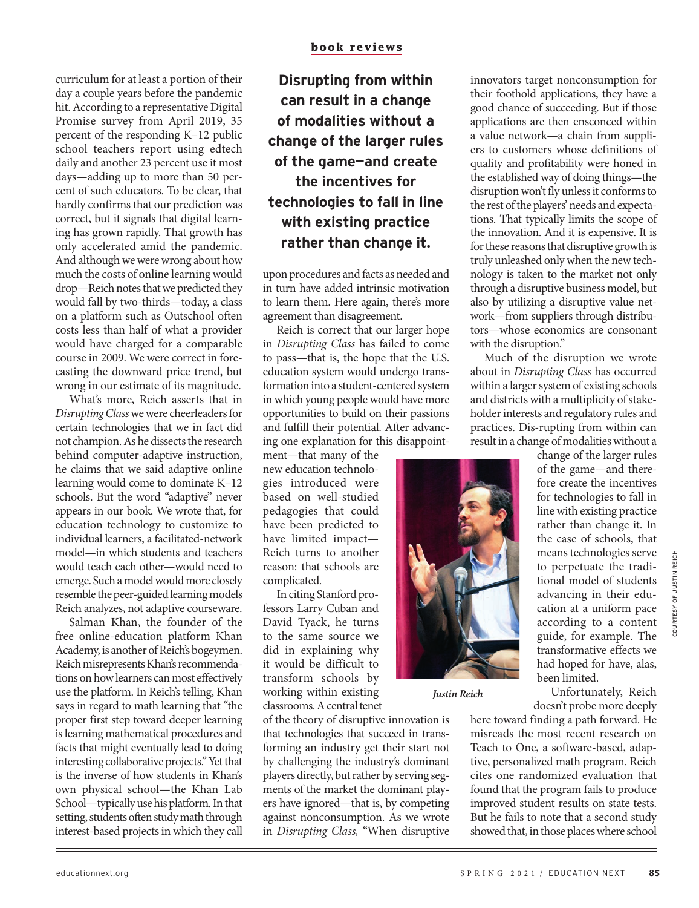curriculum for at least a portion of their day a couple years before the pandemic hit. According to a representative Digital Promise survey from April 2019, 35 percent of the responding K–12 public school teachers report using edtech daily and another 23 percent use it most days—adding up to more than 50 percent of such educators. To be clear, that hardly confirms that our prediction was correct, but it signals that digital learning has grown rapidly. That growth has only accelerated amid the pandemic. And although we were wrong about how much the costs of online learning would drop—Reich notes that we predicted they would fall by two-thirds—today, a class on a platform such as Outschool often costs less than half of what a provider would have charged for a comparable course in 2009. We were correct in forecasting the downward price trend, but wrong in our estimate of its magnitude.

What's more, Reich asserts that in *Disrupting Class* we were cheerleaders for certain technologies that we in fact did not champion. As he dissects the research behind computer-adaptive instruction, he claims that we said adaptive online learning would come to dominate K–12 schools. But the word "adaptive" never appears in our book. We wrote that, for education technology to customize to individual learners, a facilitated-network model—in which students and teachers would teach each other—would need to emerge. Such a model would more closely resemble the peer-guided learning models Reich analyzes, not adaptive courseware.

Salman Khan, the founder of the free online-education platform Khan Academy, is another of Reich's bogeymen. Reich misrepresents Khan's recommendations on how learners can most effectively use the platform. In Reich's telling, Khan says in regard to math learning that "the proper first step toward deeper learning is learning mathematical procedures and facts that might eventually lead to doing interesting collaborative projects." Yet that is the inverse of how students in Khan's own physical school—the Khan Lab School—typically use his platform. In that setting, students often study math through interest-based projects in which they call upon procedures and facts as needed and in turn have added intrinsic motivation to learn them. Here again, there's more agreement than disagreement.

> **Disrupting from within can result in a change of modalities without a change of the larger rules of the game—and create the incentives for technologies to fall in line with existing practice rather than change it.**

Reich is correct that our larger hope in *Disrupting Class* has failed to come to pass—that is, the hope that the U.S. education system would undergo transformation into a student-centered system in which young people would have more opportunities to build on their passions and fulfill their potential. After advancing one explanation for this disappointment—that many of the new education technologies introduced were based on well-studied pedagogies that could have been predicted to have limited impact—Reich turns to another reason: that schools are complicated.

In citing Stanford professors Larry Cuban and David Tyack, he turns to the same source we did in explaining why it would be difficult to transform schools by working within existing classrooms. A central tenet of the theory of disruptive innovation is that technologies that succeed in transforming an industry get their start not by challenging the industry's dominant players directly, but rather by serving segments of the market the dominant players have ignored—that is, by competing against nonconsumption. As we wrote in *Disrupting Class*, "When disruptive innovators target nonconsumption for their foothold applications, they have a good chance of succeeding. But if those applications are then ensconced within a value network—a chain from suppliers to customers whose definitions of quality and profitability were honed in the established way of doing things—the disruption won't fly unless it conforms to the rest of the players' needs and expectations. That typically limits the scope of the innovation. And it is expensive. It is for these reasons that disruptive growth is truly unleashed only when the new technology is taken to the market not only through a disruptive business model, but also by utilizing a disruptive value network—from suppliers through distributors—whose economics are consonant with the disruption."

*Justin Reich*

Much of the disruption we wrote about in *Disrupting Class* has occurred within a larger system of existing schools and districts with a multiplicity of stakeholder interests and regulatory rules and practices. Dis-rupting from within can result in a change of modalities without a change of the larger rules of the game—and therefore create the incentives for technologies to fall in line with existing practice rather than change it. In the case of schools, that means technologies serve to perpetuate the traditional model of students advancing in their education at a uniform pace according to a content guide, for example. The transformative effects we had hoped for have, alas, been limited.

Unfortunately, Reich doesn't probe more deeply here toward finding a path forward. He misreads the most recent research on Teach to One, a software-based, adaptive, personalized math program. Reich cites one randomized evaluation that found that the program fails to produce improved student results on state tests. But he fails to note that a second study showed that, in those places where school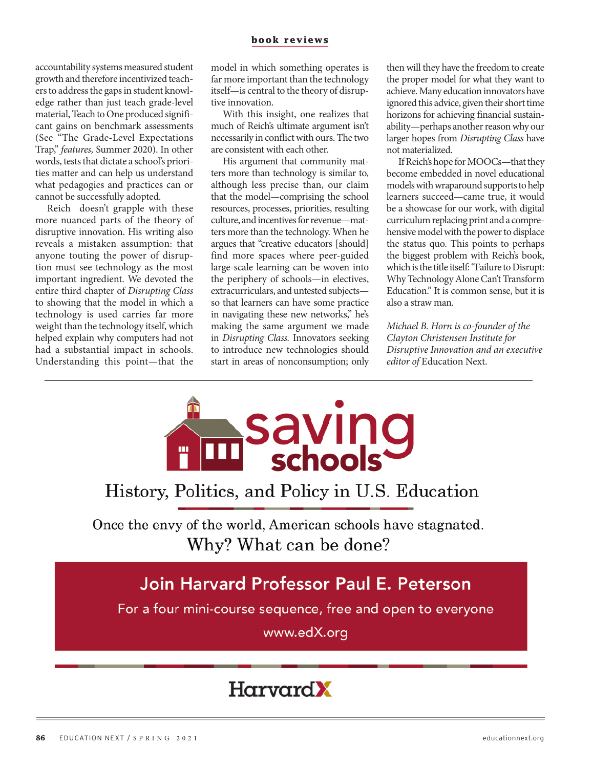accountability systems measured student growth and therefore incentivized teachers to address the gaps in student knowledge rather than just teach grade-level material, Teach to One produced significant gains on benchmark assessments (See "The Grade-Level Expectations Trap," *features,* Summer 2020). In other words, tests that dictate a school's priorities matter and can help us understand what pedagogies and practices can or cannot be successfully adopted.

Reich doesn't grapple with these more nuanced parts of the theory of disruptive innovation. His writing also reveals a mistaken assumption: that anyone touting the power of disruption must see technology as the most important ingredient. We devoted the entire third chapter of *Disrupting Class* to showing that the model in which a technology is used carries far more weight than the technology itself, which helped explain why computers had not had a substantial impact in schools. Understanding this point—that the model in which something operates is far more important than the technology itself—is central to the theory of disruptive innovation.

With this insight, one realizes that much of Reich's ultimate argument isn't necessarily in conflict with ours. The two are consistent with each other.

His argument that community matters more than technology is similar to, although less precise than, our claim that the model—comprising the school resources, processes, priorities, resulting culture, and incentives for revenue—matters more than the technology. When he argues that "creative educators [should] find more spaces where peer-guided large-scale learning can be woven into the periphery of schools—in electives, extracurriculars, and untested subjects—so that learners can have some practice in navigating these new networks," he's making the same argument we made in *Disrupting Class.* Innovators seeking to introduce new technologies should start in areas of nonconsumption; only then will they have the freedom to create the proper model for what they want to achieve. Many education innovators have ignored this advice, given their short time horizons for achieving financial sustainability—perhaps another reason why our larger hopes from *Disrupting Class* have not materialized.

If Reich's hope for MOOCs—that they become embedded in novel educational models with wraparound supports to help learners succeed—came true, it would be a showcase for our work, with digital curriculum replacing print and a comprehensive model with the power to displace the status quo. This points to perhaps the biggest problem with Reich's book, which is the title itself: "Failure to Disrupt: Why Technology Alone Can't Transform Education." It is common sense, but it is also a straw man.

*Michael B. Horn is co-founder of the Clayton Christensen Institute for Disruptive Innovation and an executive editor of* Education Next.

saving schools

History, Politics, and Policy in U.S. Education

Once the envy of the world, American schools have stagnated.
Why? What can be done?

Join Harvard Professor Paul E. Peterson

For a four mini-course sequence, free and open to everyone

www.edX.org

HarvardX